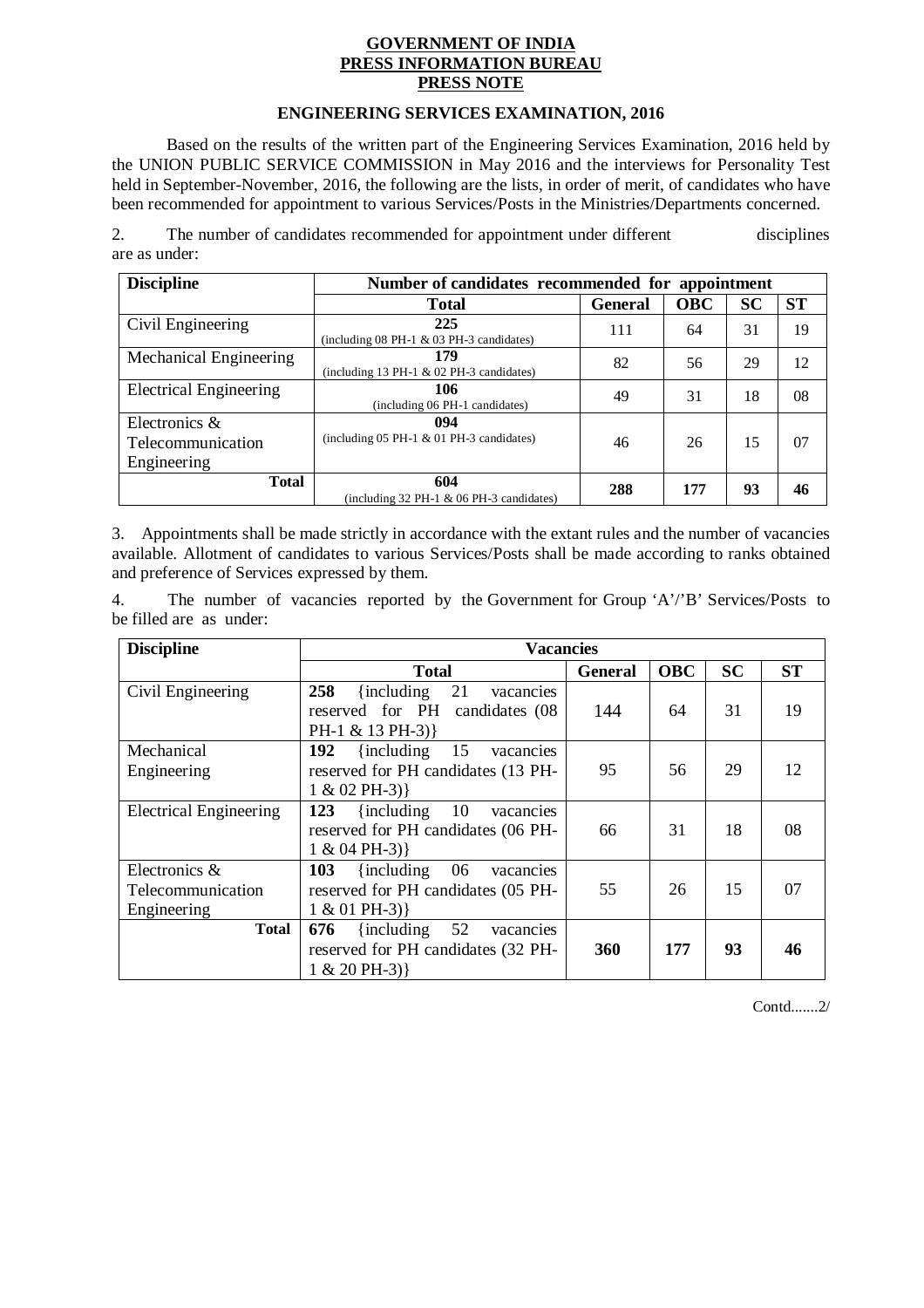**GOVERNMENT OF INDIA**
**PRESS INFORMATION BUREAU**
**PRESS NOTE**

**ENGINEERING SERVICES EXAMINATION, 2016**

Based on the results of the written part of the Engineering Services Examination, 2016 held by the UNION PUBLIC SERVICE COMMISSION in May 2016 and the interviews for Personality Test held in September-November, 2016, the following are the lists, in order of merit, of candidates who have been recommended for appointment to various Services/Posts in the Ministries/Departments concerned.

2. The number of candidates recommended for appointment under different disciplines are as under:

| Discipline | Number of candidates recommended for appointment | | | | |
|---|---|---|---|---|---|
| | **Total** | **General** | **OBC** | **SC** | **ST** |
| Civil Engineering | **225** (including 08 PH-1 & 03 PH-3 candidates) | 111 | 64 | 31 | 19 |
| Mechanical Engineering | **179** (including 13 PH-1 & 02 PH-3 candidates) | 82 | 56 | 29 | 12 |
| Electrical Engineering | **106** (including 06 PH-1 candidates) | 49 | 31 | 18 | 08 |
| Electronics & Telecommunication Engineering | **094** (including 05 PH-1 & 01 PH-3 candidates) | 46 | 26 | 15 | 07 |
| **Total** | **604** (including 32 PH-1 & 06 PH-3 candidates) | **288** | **177** | **93** | **46** |

3. Appointments shall be made strictly in accordance with the extant rules and the number of vacancies available. Allotment of candidates to various Services/Posts shall be made according to ranks obtained and preference of Services expressed by them.

4. The number of vacancies reported by the Government for Group 'A'/'B' Services/Posts to be filled are as under:

| Discipline | Vacancies | | | | |
|---|---|---|---|---|---|
| | **Total** | **General** | **OBC** | **SC** | **ST** |
| Civil Engineering | **258** {including 21 vacancies reserved for PH candidates (08 PH-1 & 13 PH-3)} | 144 | 64 | 31 | 19 |
| Mechanical Engineering | **192** {including 15 vacancies reserved for PH candidates (13 PH-1 & 02 PH-3)} | 95 | 56 | 29 | 12 |
| Electrical Engineering | **123** {including 10 vacancies reserved for PH candidates (06 PH-1 & 04 PH-3)} | 66 | 31 | 18 | 08 |
| Electronics & Telecommunication Engineering | **103** {including 06 vacancies reserved for PH candidates (05 PH-1 & 01 PH-3)} | 55 | 26 | 15 | 07 |
| **Total** | **676** {including 52 vacancies reserved for PH candidates (32 PH-1 & 20 PH-3)} | **360** | **177** | **93** | **46** |

Contd.......2/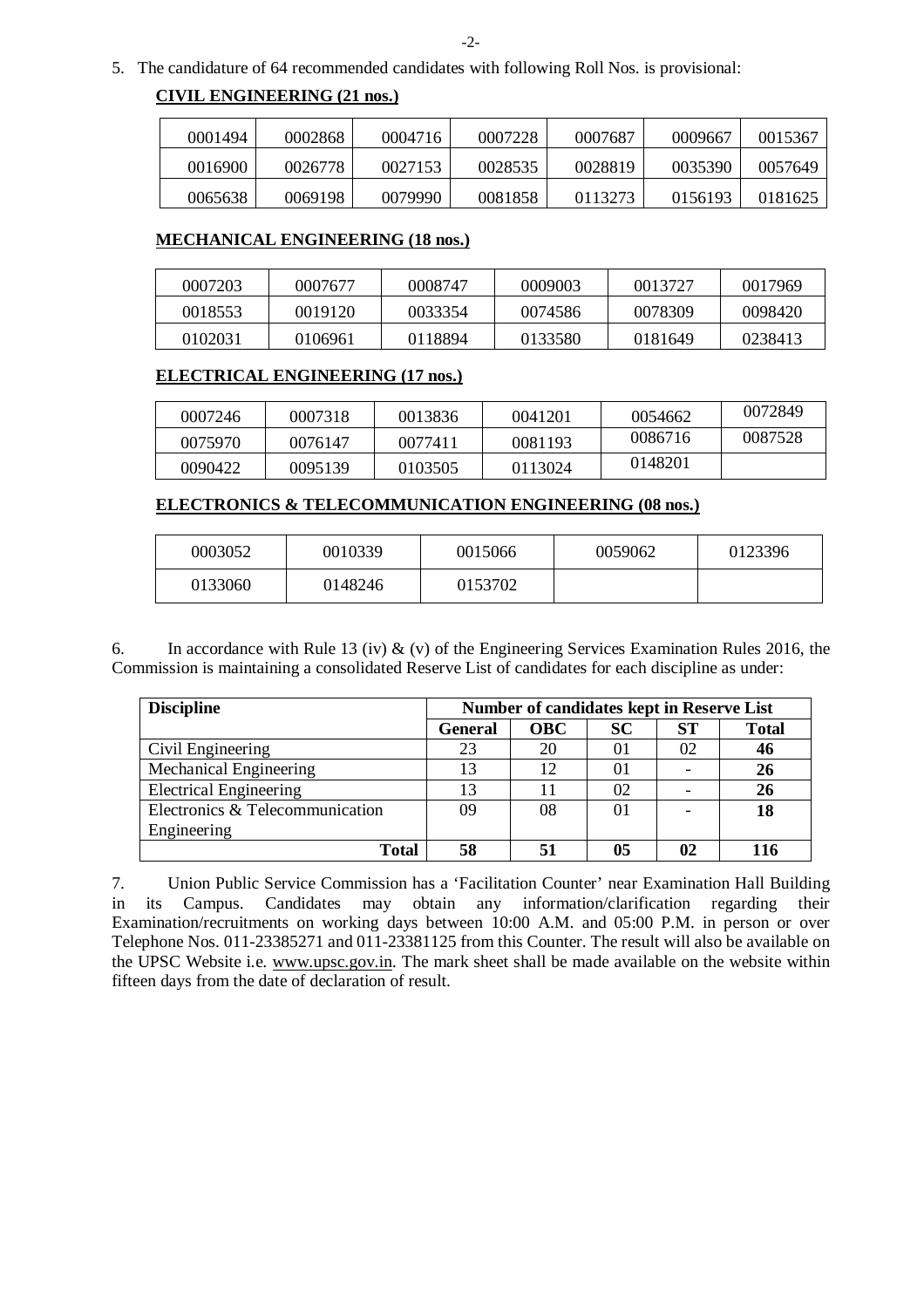5. The candidature of 64 recommended candidates with following Roll Nos. is provisional:

**CIVIL ENGINEERING (21 nos.)**

| | | | | | | |
|---|---|---|---|---|---|---|
| 0001494 | 0002868 | 0004716 | 0007228 | 0007687 | 0009667 | 0015367 |
| 0016900 | 0026778 | 0027153 | 0028535 | 0028819 | 0035390 | 0057649 |
| 0065638 | 0069198 | 0079990 | 0081858 | 0113273 | 0156193 | 0181625 |

**MECHANICAL ENGINEERING (18 nos.)**

| | | | | | |
|---|---|---|---|---|---|
| 0007203 | 0007677 | 0008747 | 0009003 | 0013727 | 0017969 |
| 0018553 | 0019120 | 0033354 | 0074586 | 0078309 | 0098420 |
| 0102031 | 0106961 | 0118894 | 0133580 | 0181649 | 0238413 |

**ELECTRICAL ENGINEERING (17 nos.)**

| | | | | | |
|---|---|---|---|---|---|
| 0007246 | 0007318 | 0013836 | 0041201 | 0054662 | 0072849 |
| 0075970 | 0076147 | 0077411 | 0081193 | 0086716 | 0087528 |
| 0090422 | 0095139 | 0103505 | 0113024 | 0148201 | |

**ELECTRONICS & TELECOMMUNICATION ENGINEERING (08 nos.)**

| | | | | |
|---|---|---|---|---|
| 0003052 | 0010339 | 0015066 | 0059062 | 0123396 |
| 0133060 | 0148246 | 0153702 | | |

6. In accordance with Rule 13 (iv) & (v) of the Engineering Services Examination Rules 2016, the Commission is maintaining a consolidated Reserve List of candidates for each discipline as under:

| Discipline | Number of candidates kept in Reserve List | | | | |
|---|---|---|---|---|---|
| | **General** | **OBC** | **SC** | **ST** | **Total** |
| Civil Engineering | 23 | 20 | 01 | 02 | **46** |
| Mechanical Engineering | 13 | 12 | 01 | - | **26** |
| Electrical Engineering | 13 | 11 | 02 | - | **26** |
| Electronics & Telecommunication Engineering | 09 | 08 | 01 | - | **18** |
| **Total** | **58** | **51** | **05** | **02** | **116** |

7. Union Public Service Commission has a 'Facilitation Counter' near Examination Hall Building in its Campus. Candidates may obtain any information/clarification regarding their Examination/recruitments on working days between 10:00 A.M. and 05:00 P.M. in person or over Telephone Nos. 011-23385271 and 011-23381125 from this Counter. The result will also be available on the UPSC Website i.e. www.upsc.gov.in. The mark sheet shall be made available on the website within fifteen days from the date of declaration of result.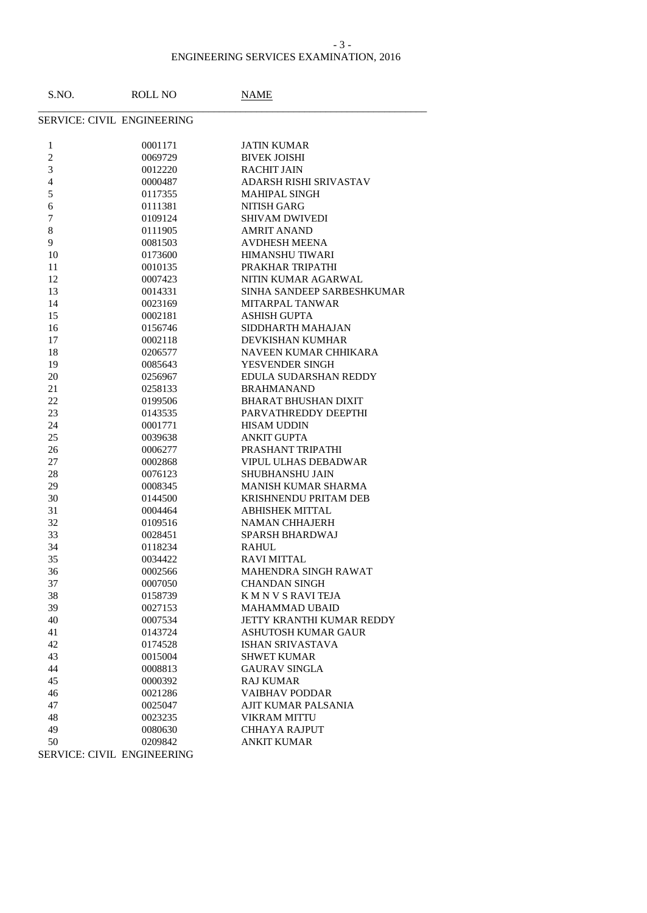ENGINEERING SERVICES EXAMINATION, 2016

SERVICE: CIVIL ENGINEERING

| S.NO. | ROLL NO | NAME |
|---|---|---|
| 1 | 0001171 | JATIN KUMAR |
| 2 | 0069729 | BIVEK JOISHI |
| 3 | 0012220 | RACHIT JAIN |
| 4 | 0000487 | ADARSH RISHI SRIVASTAV |
| 5 | 0117355 | MAHIPAL SINGH |
| 6 | 0111381 | NITISH GARG |
| 7 | 0109124 | SHIVAM DWIVEDI |
| 8 | 0111905 | AMRIT ANAND |
| 9 | 0081503 | AVDHESH MEENA |
| 10 | 0173600 | HIMANSHU TIWARI |
| 11 | 0010135 | PRAKHAR TRIPATHI |
| 12 | 0007423 | NITIN KUMAR AGARWAL |
| 13 | 0014331 | SINHA SANDEEP SARBESHKUMAR |
| 14 | 0023169 | MITARPAL TANWAR |
| 15 | 0002181 | ASHISH GUPTA |
| 16 | 0156746 | SIDDHARTH MAHAJAN |
| 17 | 0002118 | DEVKISHAN KUMHAR |
| 18 | 0206577 | NAVEEN KUMAR CHHIKARA |
| 19 | 0085643 | YESVENDER SINGH |
| 20 | 0256967 | EDULA SUDARSHAN REDDY |
| 21 | 0258133 | BRAHMANAND |
| 22 | 0199506 | BHARAT BHUSHAN DIXIT |
| 23 | 0143535 | PARVATHREDDY DEEPTHI |
| 24 | 0001771 | HISAM UDDIN |
| 25 | 0039638 | ANKIT GUPTA |
| 26 | 0006277 | PRASHANT TRIPATHI |
| 27 | 0002868 | VIPUL ULHAS DEBADWAR |
| 28 | 0076123 | SHUBHANSHU JAIN |
| 29 | 0008345 | MANISH KUMAR SHARMA |
| 30 | 0144500 | KRISHNENDU PRITAM DEB |
| 31 | 0004464 | ABHISHEK MITTAL |
| 32 | 0109516 | NAMAN CHHAJERH |
| 33 | 0028451 | SPARSH BHARDWAJ |
| 34 | 0118234 | RAHUL |
| 35 | 0034422 | RAVI MITTAL |
| 36 | 0002566 | MAHENDRA SINGH RAWAT |
| 37 | 0007050 | CHANDAN SINGH |
| 38 | 0158739 | K M N V S RAVI TEJA |
| 39 | 0027153 | MAHAMMAD UBAID |
| 40 | 0007534 | JETTY KRANTHI KUMAR REDDY |
| 41 | 0143724 | ASHUTOSH KUMAR GAUR |
| 42 | 0174528 | ISHAN SRIVASTAVA |
| 43 | 0015004 | SHWET KUMAR |
| 44 | 0008813 | GAURAV SINGLA |
| 45 | 0000392 | RAJ KUMAR |
| 46 | 0021286 | VAIBHAV PODDAR |
| 47 | 0025047 | AJIT KUMAR PALSANIA |
| 48 | 0023235 | VIKRAM MITTU |
| 49 | 0080630 | CHHAYA RAJPUT |
| 50 | 0209842 | ANKIT KUMAR |

SERVICE: CIVIL ENGINEERING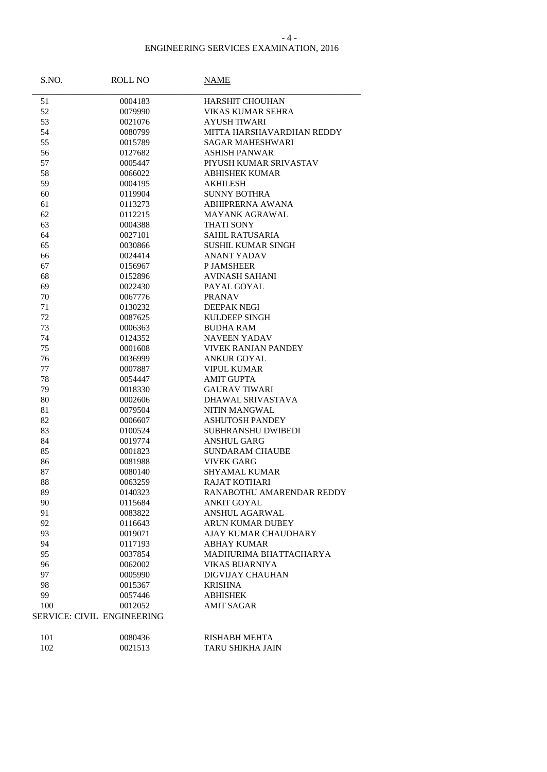| S.NO. | ROLL NO | NAME |
|---|---|---|
| 51 | 0004183 | HARSHIT CHOUHAN |
| 52 | 0079990 | VIKAS KUMAR SEHRA |
| 53 | 0021076 | AYUSH TIWARI |
| 54 | 0080799 | MITTA HARSHAVARDHAN REDDY |
| 55 | 0015789 | SAGAR MAHESHWARI |
| 56 | 0127682 | ASHISH PANWAR |
| 57 | 0005447 | PIYUSH KUMAR SRIVASTAV |
| 58 | 0066022 | ABHISHEK KUMAR |
| 59 | 0004195 | AKHILESH |
| 60 | 0119904 | SUNNY BOTHRA |
| 61 | 0113273 | ABHIPRERNA AWANA |
| 62 | 0112215 | MAYANK AGRAWAL |
| 63 | 0004388 | THATI SONY |
| 64 | 0027101 | SAHIL RATUSARIA |
| 65 | 0030866 | SUSHIL KUMAR SINGH |
| 66 | 0024414 | ANANT YADAV |
| 67 | 0156967 | P JAMSHEER |
| 68 | 0152896 | AVINASH SAHANI |
| 69 | 0022430 | PAYAL GOYAL |
| 70 | 0067776 | PRANAV |
| 71 | 0130232 | DEEPAK NEGI |
| 72 | 0087625 | KULDEEP SINGH |
| 73 | 0006363 | BUDHA RAM |
| 74 | 0124352 | NAVEEN YADAV |
| 75 | 0001608 | VIVEK RANJAN PANDEY |
| 76 | 0036999 | ANKUR GOYAL |
| 77 | 0007887 | VIPUL KUMAR |
| 78 | 0054447 | AMIT GUPTA |
| 79 | 0018330 | GAURAV TIWARI |
| 80 | 0002606 | DHAWAL SRIVASTAVA |
| 81 | 0079504 | NITIN MANGWAL |
| 82 | 0006607 | ASHUTOSH PANDEY |
| 83 | 0100524 | SUBHRANSHU DWIBEDI |
| 84 | 0019774 | ANSHUL GARG |
| 85 | 0001823 | SUNDARAM CHAUBE |
| 86 | 0081988 | VIVEK GARG |
| 87 | 0080140 | SHYAMAL KUMAR |
| 88 | 0063259 | RAJAT KOTHARI |
| 89 | 0140323 | RANABOTHU AMARENDAR REDDY |
| 90 | 0115684 | ANKIT GOYAL |
| 91 | 0083822 | ANSHUL AGARWAL |
| 92 | 0116643 | ARUN KUMAR DUBEY |
| 93 | 0019071 | AJAY KUMAR CHAUDHARY |
| 94 | 0117193 | ABHAY KUMAR |
| 95 | 0037854 | MADHURIMA BHATTACHARYA |
| 96 | 0062002 | VIKAS BIJARNIYA |
| 97 | 0005990 | DIGVIJAY CHAUHAN |
| 98 | 0015367 | KRISHNA |
| 99 | 0057446 | ABHISHEK |
| 100 | 0012052 | AMIT SAGAR |

SERVICE: CIVIL ENGINEERING

| S.NO. | ROLL NO | NAME |
|---|---|---|
| 101 | 0080436 | RISHABH MEHTA |
| 102 | 0021513 | TARU SHIKHA JAIN |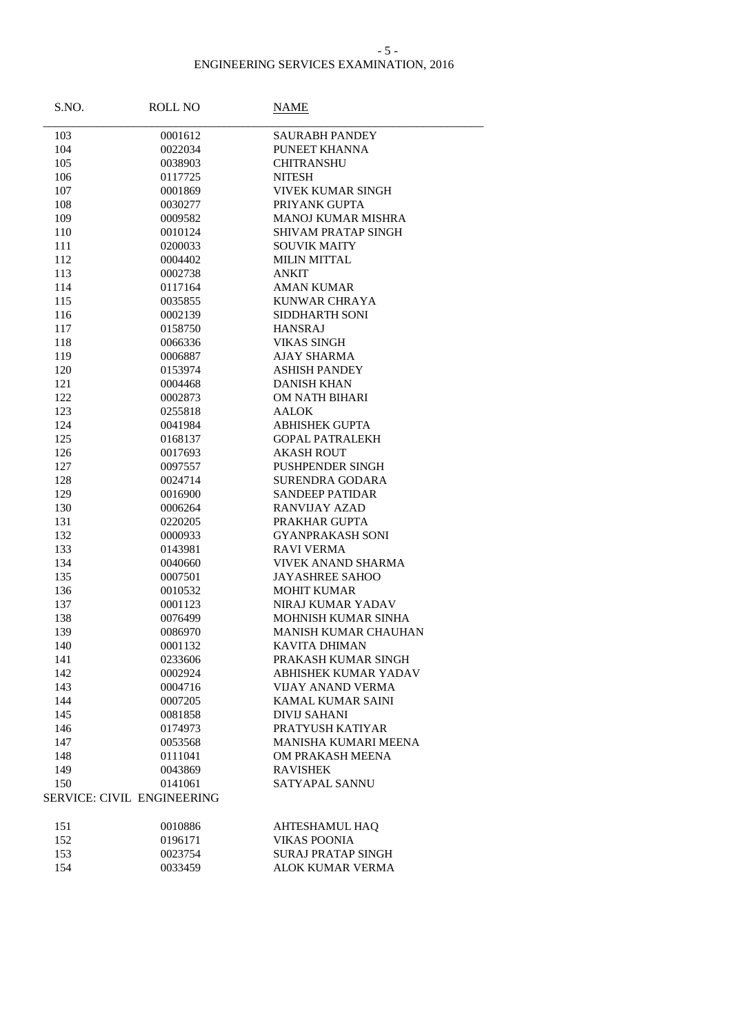## ENGINEERING SERVICES EXAMINATION, 2016

| S.NO. | ROLL NO | NAME |
|---|---|---|
| 103 | 0001612 | SAURABH PANDEY |
| 104 | 0022034 | PUNEET KHANNA |
| 105 | 0038903 | CHITRANSHU |
| 106 | 0117725 | NITESH |
| 107 | 0001869 | VIVEK KUMAR SINGH |
| 108 | 0030277 | PRIYANK GUPTA |
| 109 | 0009582 | MANOJ KUMAR MISHRA |
| 110 | 0010124 | SHIVAM PRATAP SINGH |
| 111 | 0200033 | SOUVIK MAITY |
| 112 | 0004402 | MILIN MITTAL |
| 113 | 0002738 | ANKIT |
| 114 | 0117164 | AMAN KUMAR |
| 115 | 0035855 | KUNWAR CHRAYA |
| 116 | 0002139 | SIDDHARTH SONI |
| 117 | 0158750 | HANSRAJ |
| 118 | 0066336 | VIKAS SINGH |
| 119 | 0006887 | AJAY SHARMA |
| 120 | 0153974 | ASHISH PANDEY |
| 121 | 0004468 | DANISH KHAN |
| 122 | 0002873 | OM NATH BIHARI |
| 123 | 0255818 | AALOK |
| 124 | 0041984 | ABHISHEK GUPTA |
| 125 | 0168137 | GOPAL PATRALEKH |
| 126 | 0017693 | AKASH ROUT |
| 127 | 0097557 | PUSHPENDER SINGH |
| 128 | 0024714 | SURENDRA GODARA |
| 129 | 0016900 | SANDEEP PATIDAR |
| 130 | 0006264 | RANVIJAY AZAD |
| 131 | 0220205 | PRAKHAR GUPTA |
| 132 | 0000933 | GYANPRAKASH SONI |
| 133 | 0143981 | RAVI VERMA |
| 134 | 0040660 | VIVEK ANAND SHARMA |
| 135 | 0007501 | JAYASHREE SAHOO |
| 136 | 0010532 | MOHIT KUMAR |
| 137 | 0001123 | NIRAJ KUMAR YADAV |
| 138 | 0076499 | MOHNISH KUMAR SINHA |
| 139 | 0086970 | MANISH KUMAR CHAUHAN |
| 140 | 0001132 | KAVITA DHIMAN |
| 141 | 0233606 | PRAKASH KUMAR SINGH |
| 142 | 0002924 | ABHISHEK KUMAR YADAV |
| 143 | 0004716 | VIJAY ANAND VERMA |
| 144 | 0007205 | KAMAL KUMAR SAINI |
| 145 | 0081858 | DIVIJ SAHANI |
| 146 | 0174973 | PRATYUSH KATIYAR |
| 147 | 0053568 | MANISHA KUMARI MEENA |
| 148 | 0111041 | OM PRAKASH MEENA |
| 149 | 0043869 | RAVISHEK |
| 150 | 0141061 | SATYAPAL SANNU |

SERVICE: CIVIL ENGINEERING

| S.NO. | ROLL NO | NAME |
|---|---|---|
| 151 | 0010886 | AHTESHAMUL HAQ |
| 152 | 0196171 | VIKAS POONIA |
| 153 | 0023754 | SURAJ PRATAP SINGH |
| 154 | 0033459 | ALOK KUMAR VERMA |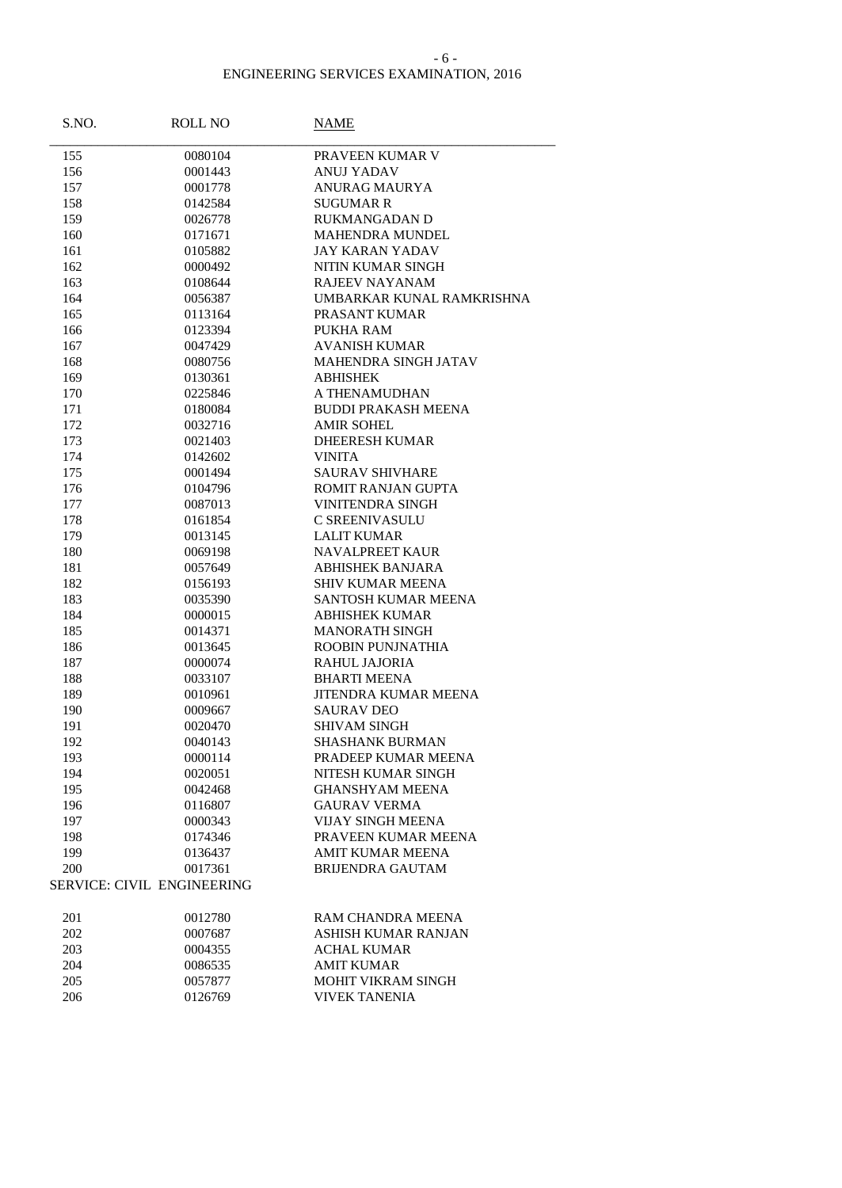ENGINEERING SERVICES EXAMINATION, 2016

| S.NO. | ROLL NO | NAME |
|---|---|---|
| 155 | 0080104 | PRAVEEN KUMAR V |
| 156 | 0001443 | ANUJ YADAV |
| 157 | 0001778 | ANURAG MAURYA |
| 158 | 0142584 | SUGUMAR R |
| 159 | 0026778 | RUKMANGADAN D |
| 160 | 0171671 | MAHENDRA MUNDEL |
| 161 | 0105882 | JAY KARAN YADAV |
| 162 | 0000492 | NITIN KUMAR SINGH |
| 163 | 0108644 | RAJEEV NAYANAM |
| 164 | 0056387 | UMBARKAR KUNAL RAMKRISHNA |
| 165 | 0113164 | PRASANT KUMAR |
| 166 | 0123394 | PUKHA RAM |
| 167 | 0047429 | AVANISH KUMAR |
| 168 | 0080756 | MAHENDRA SINGH JATAV |
| 169 | 0130361 | ABHISHEK |
| 170 | 0225846 | A THENAMUDHAN |
| 171 | 0180084 | BUDDI PRAKASH MEENA |
| 172 | 0032716 | AMIR SOHEL |
| 173 | 0021403 | DHEERESH KUMAR |
| 174 | 0142602 | VINITA |
| 175 | 0001494 | SAURAV SHIVHARE |
| 176 | 0104796 | ROMIT RANJAN GUPTA |
| 177 | 0087013 | VINITENDRA SINGH |
| 178 | 0161854 | C SREENIVASULU |
| 179 | 0013145 | LALIT KUMAR |
| 180 | 0069198 | NAVALPREET KAUR |
| 181 | 0057649 | ABHISHEK BANJARA |
| 182 | 0156193 | SHIV KUMAR MEENA |
| 183 | 0035390 | SANTOSH KUMAR MEENA |
| 184 | 0000015 | ABHISHEK KUMAR |
| 185 | 0014371 | MANORATH SINGH |
| 186 | 0013645 | ROOBIN PUNJNATHIA |
| 187 | 0000074 | RAHUL JAJORIA |
| 188 | 0033107 | BHARTI MEENA |
| 189 | 0010961 | JITENDRA KUMAR MEENA |
| 190 | 0009667 | SAURAV DEO |
| 191 | 0020470 | SHIVAM SINGH |
| 192 | 0040143 | SHASHANK BURMAN |
| 193 | 0000114 | PRADEEP KUMAR MEENA |
| 194 | 0020051 | NITESH KUMAR SINGH |
| 195 | 0042468 | GHANSHYAM MEENA |
| 196 | 0116807 | GAURAV VERMA |
| 197 | 0000343 | VIJAY SINGH MEENA |
| 198 | 0174346 | PRAVEEN KUMAR MEENA |
| 199 | 0136437 | AMIT KUMAR MEENA |
| 200 | 0017361 | BRIJENDRA GAUTAM |

SERVICE: CIVIL ENGINEERING

| S.NO. | ROLL NO | NAME |
|---|---|---|
| 201 | 0012780 | RAM CHANDRA MEENA |
| 202 | 0007687 | ASHISH KUMAR RANJAN |
| 203 | 0004355 | ACHAL KUMAR |
| 204 | 0086535 | AMIT KUMAR |
| 205 | 0057877 | MOHIT VIKRAM SINGH |
| 206 | 0126769 | VIVEK TANENIA |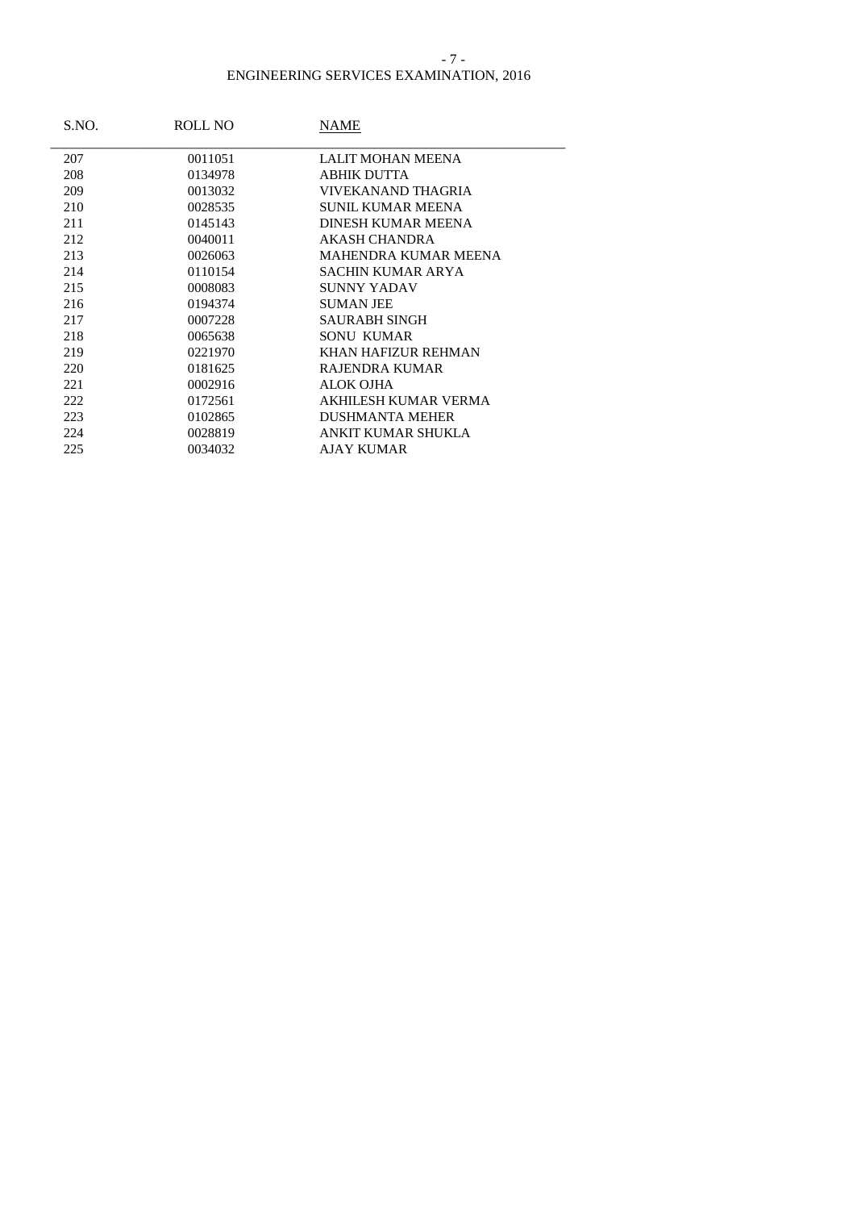| S.NO. | ROLL NO | NAME |
|---|---|---|
| 207 | 0011051 | LALIT MOHAN MEENA |
| 208 | 0134978 | ABHIK DUTTA |
| 209 | 0013032 | VIVEKANAND THAGRIA |
| 210 | 0028535 | SUNIL KUMAR MEENA |
| 211 | 0145143 | DINESH KUMAR MEENA |
| 212 | 0040011 | AKASH CHANDRA |
| 213 | 0026063 | MAHENDRA KUMAR MEENA |
| 214 | 0110154 | SACHIN KUMAR ARYA |
| 215 | 0008083 | SUNNY YADAV |
| 216 | 0194374 | SUMAN JEE |
| 217 | 0007228 | SAURABH SINGH |
| 218 | 0065638 | SONU KUMAR |
| 219 | 0221970 | KHAN HAFIZUR REHMAN |
| 220 | 0181625 | RAJENDRA KUMAR |
| 221 | 0002916 | ALOK OJHA |
| 222 | 0172561 | AKHILESH KUMAR VERMA |
| 223 | 0102865 | DUSHMANTA MEHER |
| 224 | 0028819 | ANKIT KUMAR SHUKLA |
| 225 | 0034032 | AJAY KUMAR |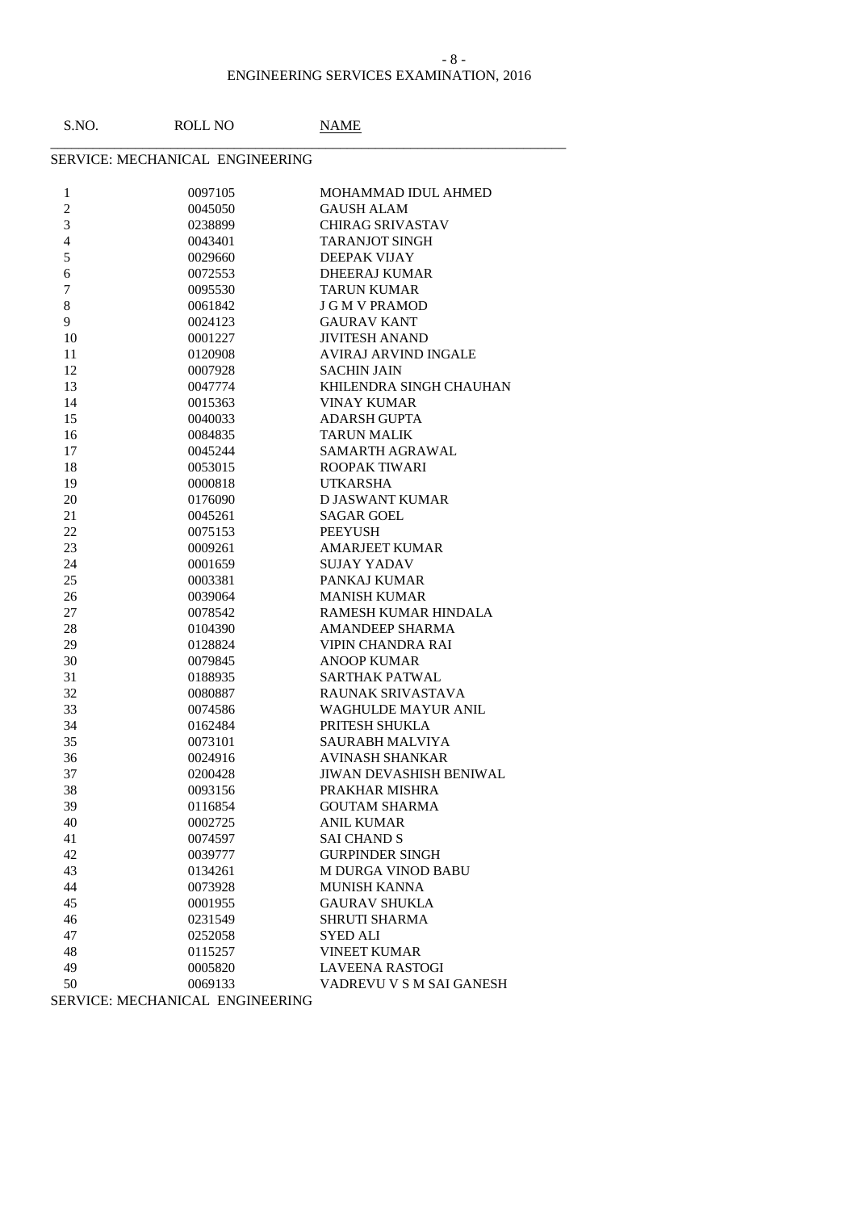ENGINEERING SERVICES EXAMINATION, 2016

SERVICE: MECHANICAL ENGINEERING

| S.NO. | ROLL NO | NAME |
|---|---|---|
| 1 | 0097105 | MOHAMMAD IDUL AHMED |
| 2 | 0045050 | GAUSH ALAM |
| 3 | 0238899 | CHIRAG SRIVASTAV |
| 4 | 0043401 | TARANJOT SINGH |
| 5 | 0029660 | DEEPAK VIJAY |
| 6 | 0072553 | DHEERAJ KUMAR |
| 7 | 0095530 | TARUN KUMAR |
| 8 | 0061842 | J G M V PRAMOD |
| 9 | 0024123 | GAURAV KANT |
| 10 | 0001227 | JIVITESH ANAND |
| 11 | 0120908 | AVIRAJ ARVIND INGALE |
| 12 | 0007928 | SACHIN JAIN |
| 13 | 0047774 | KHILENDRA SINGH CHAUHAN |
| 14 | 0015363 | VINAY KUMAR |
| 15 | 0040033 | ADARSH GUPTA |
| 16 | 0084835 | TARUN MALIK |
| 17 | 0045244 | SAMARTH AGRAWAL |
| 18 | 0053015 | ROOPAK TIWARI |
| 19 | 0000818 | UTKARSHA |
| 20 | 0176090 | D JASWANT KUMAR |
| 21 | 0045261 | SAGAR GOEL |
| 22 | 0075153 | PEEYUSH |
| 23 | 0009261 | AMARJEET KUMAR |
| 24 | 0001659 | SUJAY YADAV |
| 25 | 0003381 | PANKAJ KUMAR |
| 26 | 0039064 | MANISH KUMAR |
| 27 | 0078542 | RAMESH KUMAR HINDALA |
| 28 | 0104390 | AMANDEEP SHARMA |
| 29 | 0128824 | VIPIN CHANDRA RAI |
| 30 | 0079845 | ANOOP KUMAR |
| 31 | 0188935 | SARTHAK PATWAL |
| 32 | 0080887 | RAUNAK SRIVASTAVA |
| 33 | 0074586 | WAGHULDE MAYUR ANIL |
| 34 | 0162484 | PRITESH SHUKLA |
| 35 | 0073101 | SAURABH MALVIYA |
| 36 | 0024916 | AVINASH SHANKAR |
| 37 | 0200428 | JIWAN DEVASHISH BENIWAL |
| 38 | 0093156 | PRAKHAR MISHRA |
| 39 | 0116854 | GOUTAM SHARMA |
| 40 | 0002725 | ANIL KUMAR |
| 41 | 0074597 | SAI CHAND S |
| 42 | 0039777 | GURPINDER SINGH |
| 43 | 0134261 | M DURGA VINOD BABU |
| 44 | 0073928 | MUNISH KANNA |
| 45 | 0001955 | GAURAV SHUKLA |
| 46 | 0231549 | SHRUTI SHARMA |
| 47 | 0252058 | SYED ALI |
| 48 | 0115257 | VINEET KUMAR |
| 49 | 0005820 | LAVEENA RASTOGI |
| 50 | 0069133 | VADREVU V S M SAI GANESH |

SERVICE: MECHANICAL ENGINEERING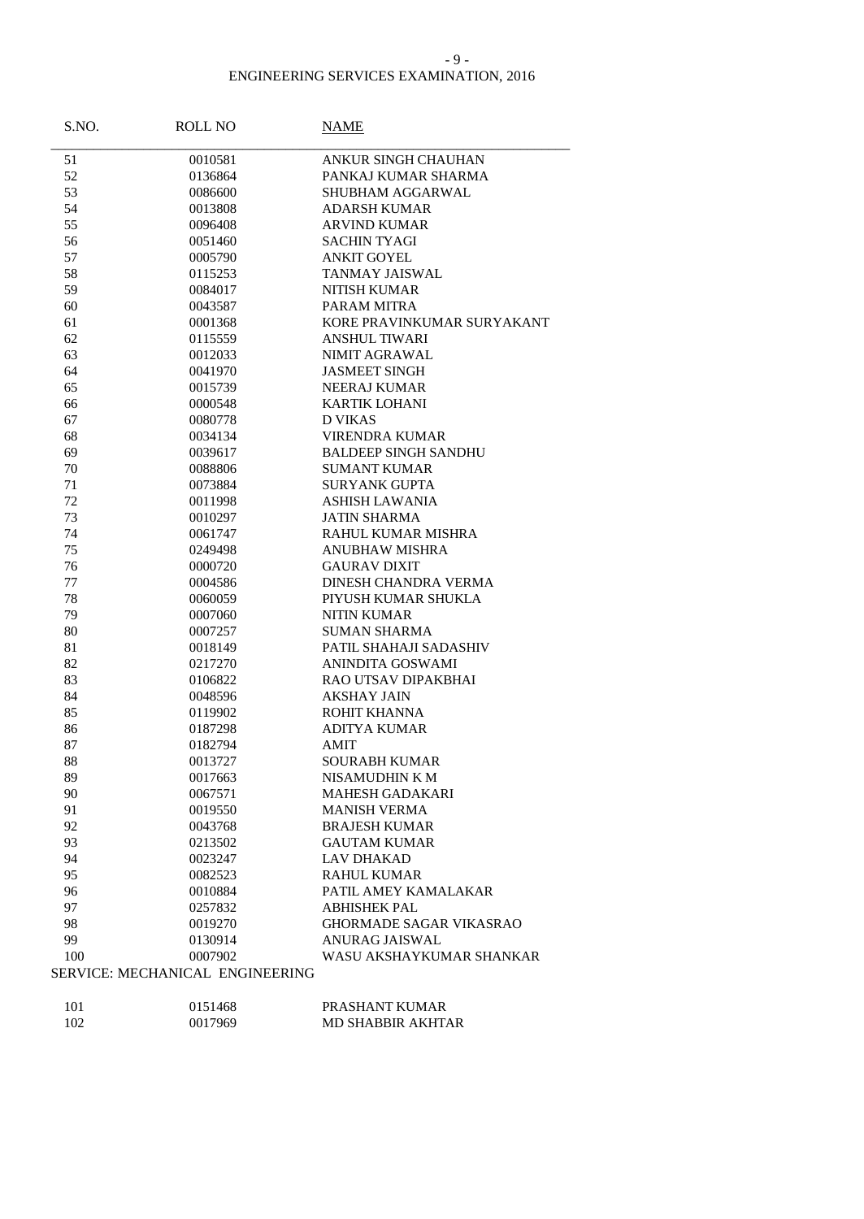## ENGINEERING SERVICES EXAMINATION, 2016

| S.NO. | ROLL NO | NAME |
|---|---|---|
| 51 | 0010581 | ANKUR SINGH CHAUHAN |
| 52 | 0136864 | PANKAJ KUMAR SHARMA |
| 53 | 0086600 | SHUBHAM AGGARWAL |
| 54 | 0013808 | ADARSH KUMAR |
| 55 | 0096408 | ARVIND KUMAR |
| 56 | 0051460 | SACHIN TYAGI |
| 57 | 0005790 | ANKIT GOYEL |
| 58 | 0115253 | TANMAY JAISWAL |
| 59 | 0084017 | NITISH KUMAR |
| 60 | 0043587 | PARAM MITRA |
| 61 | 0001368 | KORE PRAVINKUMAR SURYAKANT |
| 62 | 0115559 | ANSHUL TIWARI |
| 63 | 0012033 | NIMIT AGRAWAL |
| 64 | 0041970 | JASMEET SINGH |
| 65 | 0015739 | NEERAJ KUMAR |
| 66 | 0000548 | KARTIK LOHANI |
| 67 | 0080778 | D VIKAS |
| 68 | 0034134 | VIRENDRA KUMAR |
| 69 | 0039617 | BALDEEP SINGH SANDHU |
| 70 | 0088806 | SUMANT KUMAR |
| 71 | 0073884 | SURYANK GUPTA |
| 72 | 0011998 | ASHISH LAWANIA |
| 73 | 0010297 | JATIN SHARMA |
| 74 | 0061747 | RAHUL KUMAR MISHRA |
| 75 | 0249498 | ANUBHAW MISHRA |
| 76 | 0000720 | GAURAV DIXIT |
| 77 | 0004586 | DINESH CHANDRA VERMA |
| 78 | 0060059 | PIYUSH KUMAR SHUKLA |
| 79 | 0007060 | NITIN KUMAR |
| 80 | 0007257 | SUMAN SHARMA |
| 81 | 0018149 | PATIL SHAHAJI SADASHIV |
| 82 | 0217270 | ANINDITA GOSWAMI |
| 83 | 0106822 | RAO UTSAV DIPAKBHAI |
| 84 | 0048596 | AKSHAY JAIN |
| 85 | 0119902 | ROHIT KHANNA |
| 86 | 0187298 | ADITYA KUMAR |
| 87 | 0182794 | AMIT |
| 88 | 0013727 | SOURABH KUMAR |
| 89 | 0017663 | NISAMUDHIN K M |
| 90 | 0067571 | MAHESH GADAKARI |
| 91 | 0019550 | MANISH VERMA |
| 92 | 0043768 | BRAJESH KUMAR |
| 93 | 0213502 | GAUTAM KUMAR |
| 94 | 0023247 | LAV DHAKAD |
| 95 | 0082523 | RAHUL KUMAR |
| 96 | 0010884 | PATIL AMEY KAMALAKAR |
| 97 | 0257832 | ABHISHEK PAL |
| 98 | 0019270 | GHORMADE SAGAR VIKASRAO |
| 99 | 0130914 | ANURAG JAISWAL |
| 100 | 0007902 | WASU AKSHAYKUMAR SHANKAR |

SERVICE: MECHANICAL ENGINEERING

| S.NO. | ROLL NO | NAME |
|---|---|---|
| 101 | 0151468 | PRASHANT KUMAR |
| 102 | 0017969 | MD SHABBIR AKHTAR |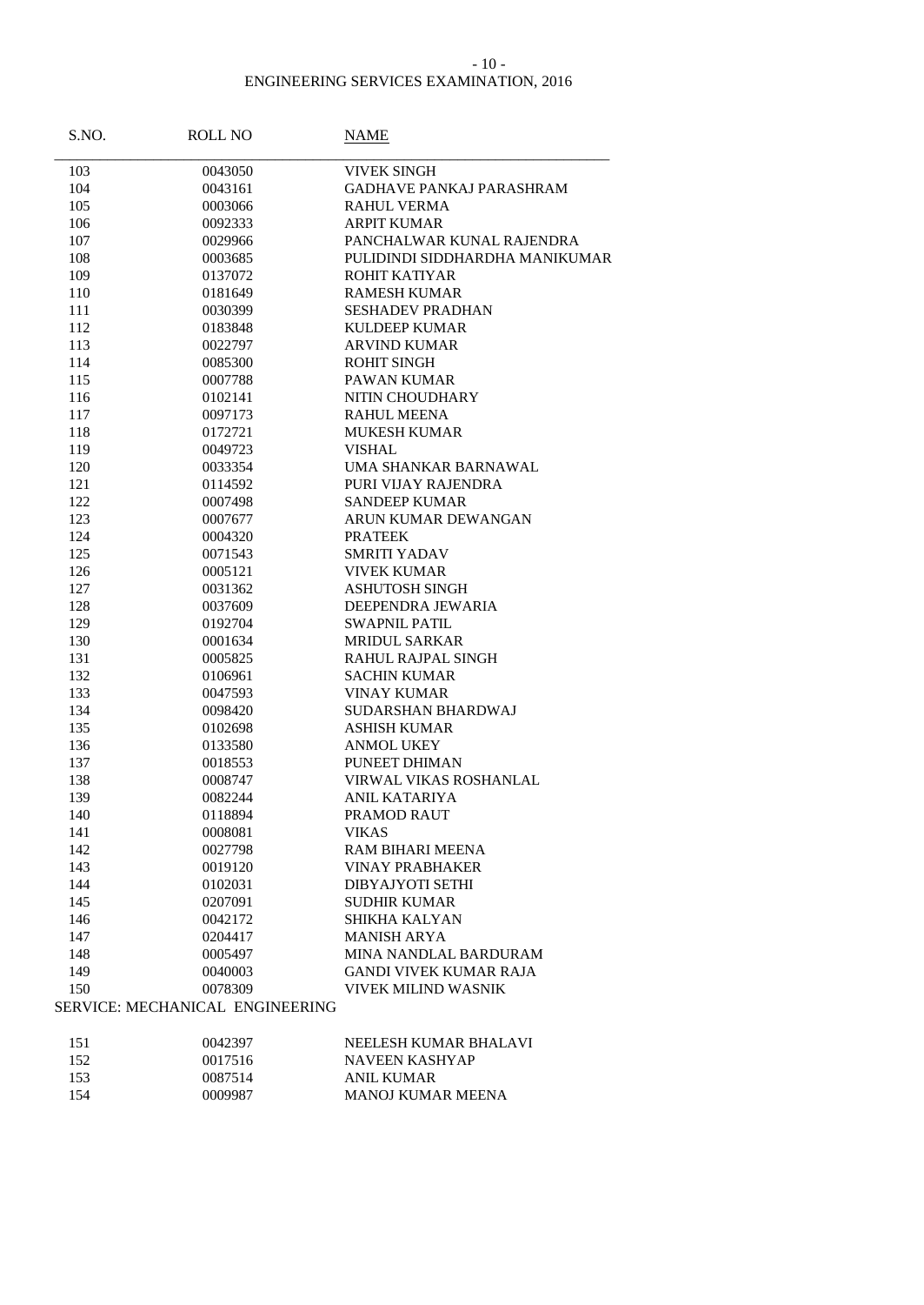ENGINEERING SERVICES EXAMINATION, 2016

| S.NO. | ROLL NO | NAME |
|---|---|---|
| 103 | 0043050 | VIVEK SINGH |
| 104 | 0043161 | GADHAVE PANKAJ PARASHRAM |
| 105 | 0003066 | RAHUL VERMA |
| 106 | 0092333 | ARPIT KUMAR |
| 107 | 0029966 | PANCHALWAR KUNAL RAJENDRA |
| 108 | 0003685 | PULIDINDI SIDDHARDHA MANIKUMAR |
| 109 | 0137072 | ROHIT KATIYAR |
| 110 | 0181649 | RAMESH KUMAR |
| 111 | 0030399 | SESHADEV PRADHAN |
| 112 | 0183848 | KULDEEP KUMAR |
| 113 | 0022797 | ARVIND KUMAR |
| 114 | 0085300 | ROHIT SINGH |
| 115 | 0007788 | PAWAN KUMAR |
| 116 | 0102141 | NITIN CHOUDHARY |
| 117 | 0097173 | RAHUL MEENA |
| 118 | 0172721 | MUKESH KUMAR |
| 119 | 0049723 | VISHAL |
| 120 | 0033354 | UMA SHANKAR BARNAWAL |
| 121 | 0114592 | PURI VIJAY RAJENDRA |
| 122 | 0007498 | SANDEEP KUMAR |
| 123 | 0007677 | ARUN KUMAR DEWANGAN |
| 124 | 0004320 | PRATEEK |
| 125 | 0071543 | SMRITI YADAV |
| 126 | 0005121 | VIVEK KUMAR |
| 127 | 0031362 | ASHUTOSH SINGH |
| 128 | 0037609 | DEEPENDRA JEWARIA |
| 129 | 0192704 | SWAPNIL PATIL |
| 130 | 0001634 | MRIDUL SARKAR |
| 131 | 0005825 | RAHUL RAJPAL SINGH |
| 132 | 0106961 | SACHIN KUMAR |
| 133 | 0047593 | VINAY KUMAR |
| 134 | 0098420 | SUDARSHAN BHARDWAJ |
| 135 | 0102698 | ASHISH KUMAR |
| 136 | 0133580 | ANMOL UKEY |
| 137 | 0018553 | PUNEET DHIMAN |
| 138 | 0008747 | VIRWAL VIKAS ROSHANLAL |
| 139 | 0082244 | ANIL KATARIYA |
| 140 | 0118894 | PRAMOD RAUT |
| 141 | 0008081 | VIKAS |
| 142 | 0027798 | RAM BIHARI MEENA |
| 143 | 0019120 | VINAY PRABHAKER |
| 144 | 0102031 | DIBYAJYOTI SETHI |
| 145 | 0207091 | SUDHIR KUMAR |
| 146 | 0042172 | SHIKHA KALYAN |
| 147 | 0204417 | MANISH ARYA |
| 148 | 0005497 | MINA NANDLAL BARDURAM |
| 149 | 0040003 | GANDI VIVEK KUMAR RAJA |
| 150 | 0078309 | VIVEK MILIND WASNIK |

SERVICE: MECHANICAL ENGINEERING

| S.NO. | ROLL NO | NAME |
|---|---|---|
| 151 | 0042397 | NEELESH KUMAR BHALAVI |
| 152 | 0017516 | NAVEEN KASHYAP |
| 153 | 0087514 | ANIL KUMAR |
| 154 | 0009987 | MANOJ KUMAR MEENA |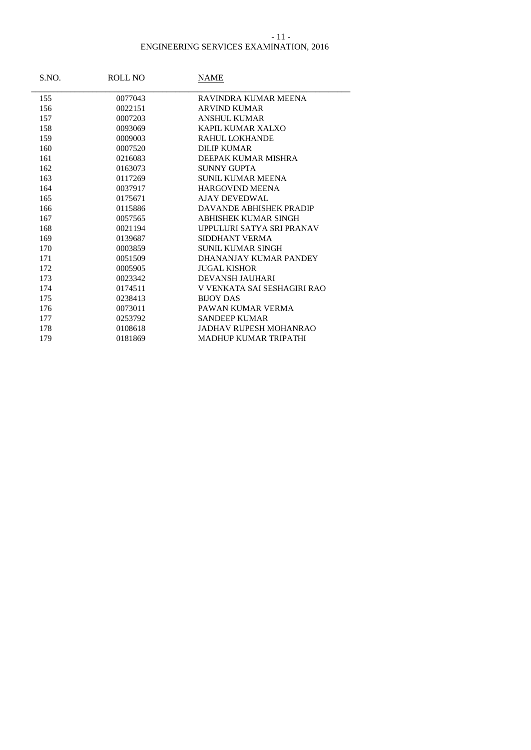| S.NO. | ROLL NO | NAME |
|---|---|---|
| 155 | 0077043 | RAVINDRA KUMAR MEENA |
| 156 | 0022151 | ARVIND KUMAR |
| 157 | 0007203 | ANSHUL KUMAR |
| 158 | 0093069 | KAPIL KUMAR XALXO |
| 159 | 0009003 | RAHUL LOKHANDE |
| 160 | 0007520 | DILIP KUMAR |
| 161 | 0216083 | DEEPAK KUMAR MISHRA |
| 162 | 0163073 | SUNNY GUPTA |
| 163 | 0117269 | SUNIL KUMAR MEENA |
| 164 | 0037917 | HARGOVIND MEENA |
| 165 | 0175671 | AJAY DEVEDWAL |
| 166 | 0115886 | DAVANDE ABHISHEK PRADIP |
| 167 | 0057565 | ABHISHEK KUMAR SINGH |
| 168 | 0021194 | UPPULURI SATYA SRI PRANAV |
| 169 | 0139687 | SIDDHANT VERMA |
| 170 | 0003859 | SUNIL KUMAR SINGH |
| 171 | 0051509 | DHANANJAY KUMAR PANDEY |
| 172 | 0005905 | JUGAL KISHOR |
| 173 | 0023342 | DEVANSH JAUHARI |
| 174 | 0174511 | V VENKATA SAI SESHAGIRI RAO |
| 175 | 0238413 | BIJOY DAS |
| 176 | 0073011 | PAWAN KUMAR VERMA |
| 177 | 0253792 | SANDEEP KUMAR |
| 178 | 0108618 | JADHAV RUPESH MOHANRAO |
| 179 | 0181869 | MADHUP KUMAR TRIPATHI |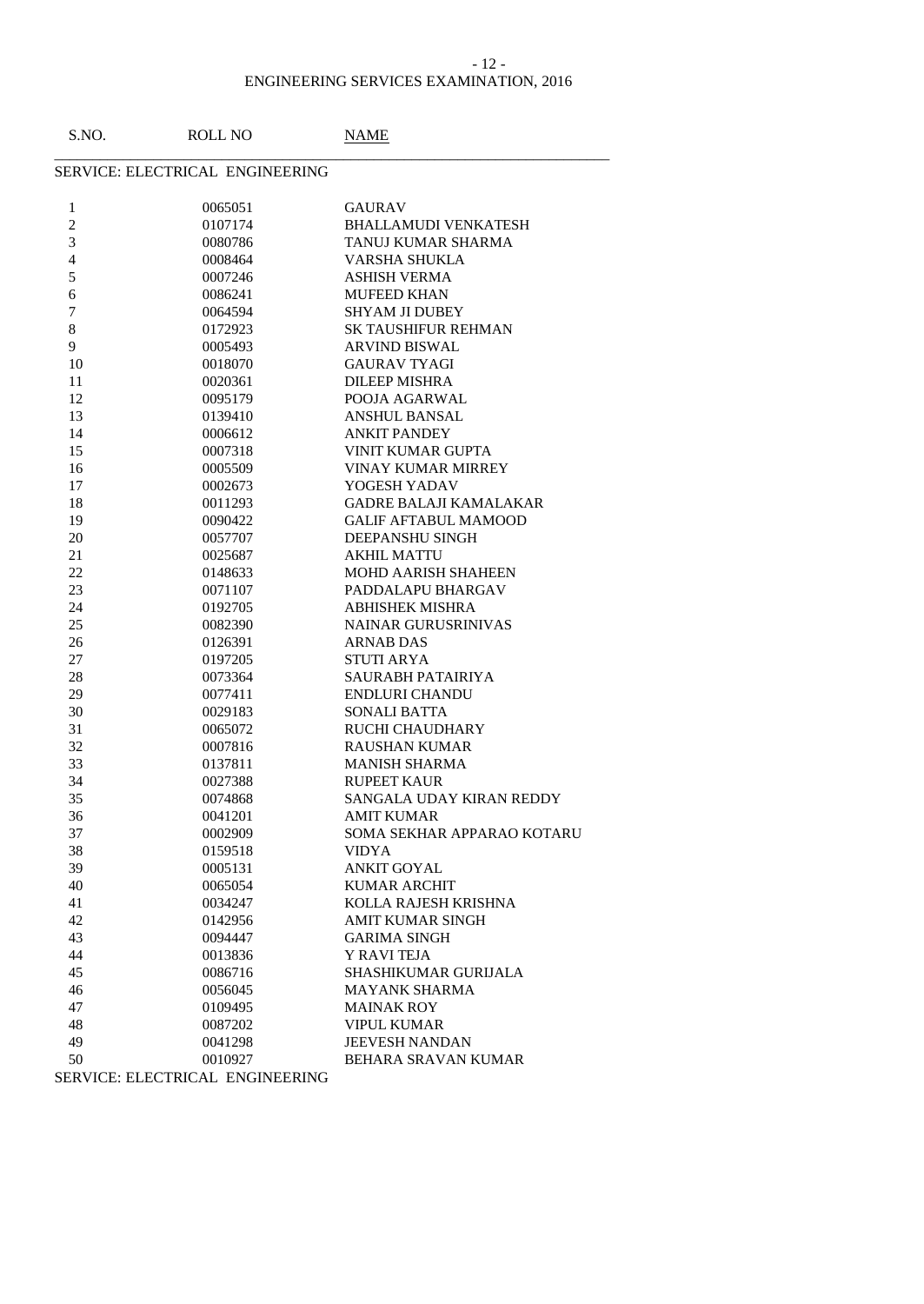ENGINEERING SERVICES EXAMINATION, 2016

SERVICE: ELECTRICAL ENGINEERING

| S.NO. | ROLL NO | NAME |
|---|---|---|
| 1 | 0065051 | GAURAV |
| 2 | 0107174 | BHALLAMUDI VENKATESH |
| 3 | 0080786 | TANUJ KUMAR SHARMA |
| 4 | 0008464 | VARSHA SHUKLA |
| 5 | 0007246 | ASHISH VERMA |
| 6 | 0086241 | MUFEED KHAN |
| 7 | 0064594 | SHYAM JI DUBEY |
| 8 | 0172923 | SK TAUSHIFUR REHMAN |
| 9 | 0005493 | ARVIND BISWAL |
| 10 | 0018070 | GAURAV TYAGI |
| 11 | 0020361 | DILEEP MISHRA |
| 12 | 0095179 | POOJA AGARWAL |
| 13 | 0139410 | ANSHUL BANSAL |
| 14 | 0006612 | ANKIT PANDEY |
| 15 | 0007318 | VINIT KUMAR GUPTA |
| 16 | 0005509 | VINAY KUMAR MIRREY |
| 17 | 0002673 | YOGESH YADAV |
| 18 | 0011293 | GADRE BALAJI KAMALAKAR |
| 19 | 0090422 | GALIF AFTABUL MAMOOD |
| 20 | 0057707 | DEEPANSHU SINGH |
| 21 | 0025687 | AKHIL MATTU |
| 22 | 0148633 | MOHD AARISH SHAHEEN |
| 23 | 0071107 | PADDALAPU BHARGAV |
| 24 | 0192705 | ABHISHEK MISHRA |
| 25 | 0082390 | NAINAR GURUSRINIVAS |
| 26 | 0126391 | ARNAB DAS |
| 27 | 0197205 | STUTI ARYA |
| 28 | 0073364 | SAURABH PATAIRIYA |
| 29 | 0077411 | ENDLURI CHANDU |
| 30 | 0029183 | SONALI BATTA |
| 31 | 0065072 | RUCHI CHAUDHARY |
| 32 | 0007816 | RAUSHAN KUMAR |
| 33 | 0137811 | MANISH SHARMA |
| 34 | 0027388 | RUPEET KAUR |
| 35 | 0074868 | SANGALA UDAY KIRAN REDDY |
| 36 | 0041201 | AMIT KUMAR |
| 37 | 0002909 | SOMA SEKHAR APPARAO KOTARU |
| 38 | 0159518 | VIDYA |
| 39 | 0005131 | ANKIT GOYAL |
| 40 | 0065054 | KUMAR ARCHIT |
| 41 | 0034247 | KOLLA RAJESH KRISHNA |
| 42 | 0142956 | AMIT KUMAR SINGH |
| 43 | 0094447 | GARIMA SINGH |
| 44 | 0013836 | Y RAVI TEJA |
| 45 | 0086716 | SHASHIKUMAR GURIJALA |
| 46 | 0056045 | MAYANK SHARMA |
| 47 | 0109495 | MAINAK ROY |
| 48 | 0087202 | VIPUL KUMAR |
| 49 | 0041298 | JEEVESH NANDAN |
| 50 | 0010927 | BEHARA SRAVAN KUMAR |

SERVICE: ELECTRICAL ENGINEERING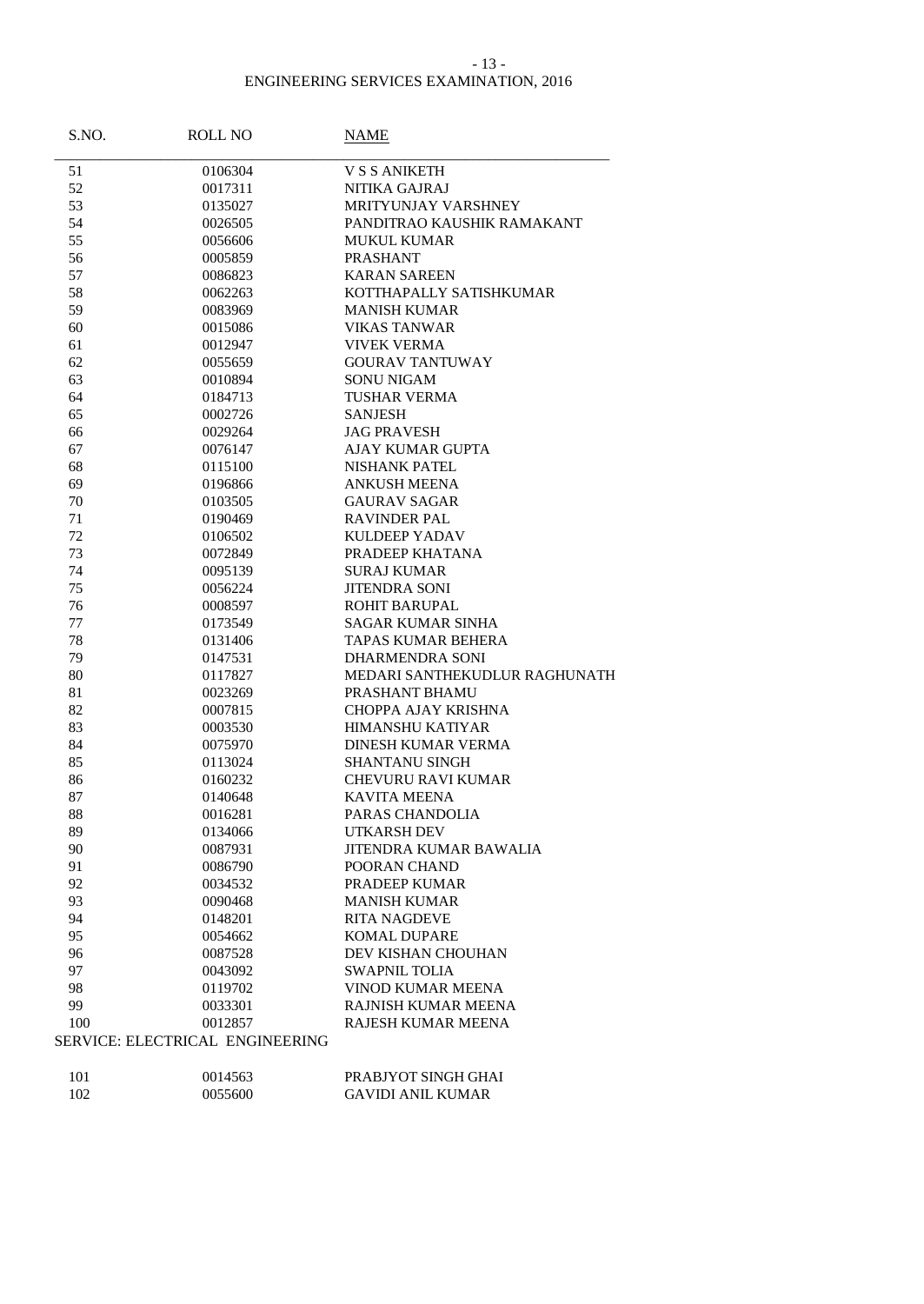ENGINEERING SERVICES EXAMINATION, 2016

| S.NO. | ROLL NO | NAME |
|---|---|---|
| 51 | 0106304 | V S S ANIKETH |
| 52 | 0017311 | NITIKA GAJRAJ |
| 53 | 0135027 | MRITYUNJAY VARSHNEY |
| 54 | 0026505 | PANDITRAO KAUSHIK RAMAKANT |
| 55 | 0056606 | MUKUL KUMAR |
| 56 | 0005859 | PRASHANT |
| 57 | 0086823 | KARAN SAREEN |
| 58 | 0062263 | KOTTHAPALLY SATISHKUMAR |
| 59 | 0083969 | MANISH KUMAR |
| 60 | 0015086 | VIKAS TANWAR |
| 61 | 0012947 | VIVEK VERMA |
| 62 | 0055659 | GOURAV TANTUWAY |
| 63 | 0010894 | SONU NIGAM |
| 64 | 0184713 | TUSHAR VERMA |
| 65 | 0002726 | SANJESH |
| 66 | 0029264 | JAG PRAVESH |
| 67 | 0076147 | AJAY KUMAR GUPTA |
| 68 | 0115100 | NISHANK PATEL |
| 69 | 0196866 | ANKUSH MEENA |
| 70 | 0103505 | GAURAV SAGAR |
| 71 | 0190469 | RAVINDER PAL |
| 72 | 0106502 | KULDEEP YADAV |
| 73 | 0072849 | PRADEEP KHATANA |
| 74 | 0095139 | SURAJ KUMAR |
| 75 | 0056224 | JITENDRA SONI |
| 76 | 0008597 | ROHIT BARUPAL |
| 77 | 0173549 | SAGAR KUMAR SINHA |
| 78 | 0131406 | TAPAS KUMAR BEHERA |
| 79 | 0147531 | DHARMENDRA SONI |
| 80 | 0117827 | MEDARI SANTHEKUDLUR RAGHUNATH |
| 81 | 0023269 | PRASHANT BHAMU |
| 82 | 0007815 | CHOPPA AJAY KRISHNA |
| 83 | 0003530 | HIMANSHU KATIYAR |
| 84 | 0075970 | DINESH KUMAR VERMA |
| 85 | 0113024 | SHANTANU SINGH |
| 86 | 0160232 | CHEVURU RAVI KUMAR |
| 87 | 0140648 | KAVITA MEENA |
| 88 | 0016281 | PARAS CHANDOLIA |
| 89 | 0134066 | UTKARSH DEV |
| 90 | 0087931 | JITENDRA KUMAR BAWALIA |
| 91 | 0086790 | POORAN CHAND |
| 92 | 0034532 | PRADEEP KUMAR |
| 93 | 0090468 | MANISH KUMAR |
| 94 | 0148201 | RITA NAGDEVE |
| 95 | 0054662 | KOMAL DUPARE |
| 96 | 0087528 | DEV KISHAN CHOUHAN |
| 97 | 0043092 | SWAPNIL TOLIA |
| 98 | 0119702 | VINOD KUMAR MEENA |
| 99 | 0033301 | RAJNISH KUMAR MEENA |
| 100 | 0012857 | RAJESH KUMAR MEENA |

SERVICE: ELECTRICAL ENGINEERING

| S.NO. | ROLL NO | NAME |
|---|---|---|
| 101 | 0014563 | PRABJYOT SINGH GHAI |
| 102 | 0055600 | GAVIDI ANIL KUMAR |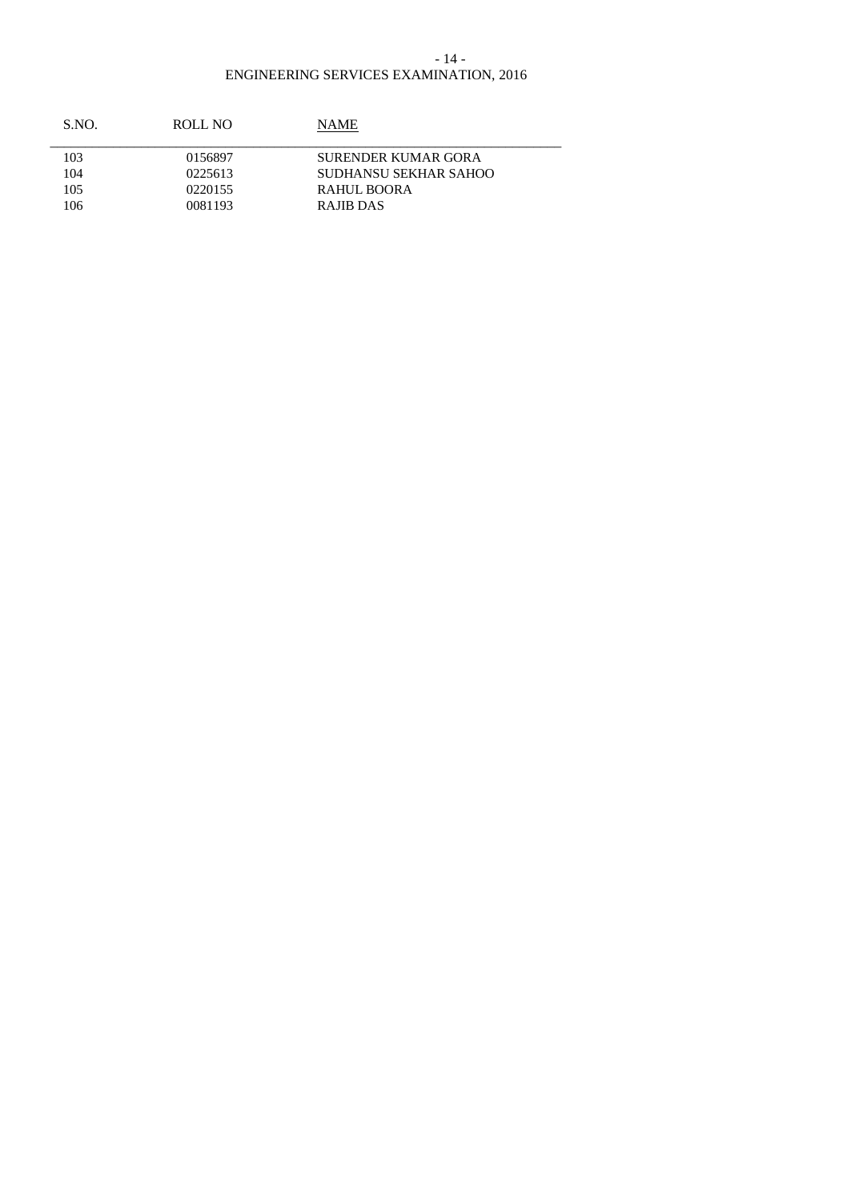| S.NO. | ROLL NO | NAME |
|---|---|---|
| 103 | 0156897 | SURENDER KUMAR GORA |
| 104 | 0225613 | SUDHANSU SEKHAR SAHOO |
| 105 | 0220155 | RAHUL BOORA |
| 106 | 0081193 | RAJIB DAS |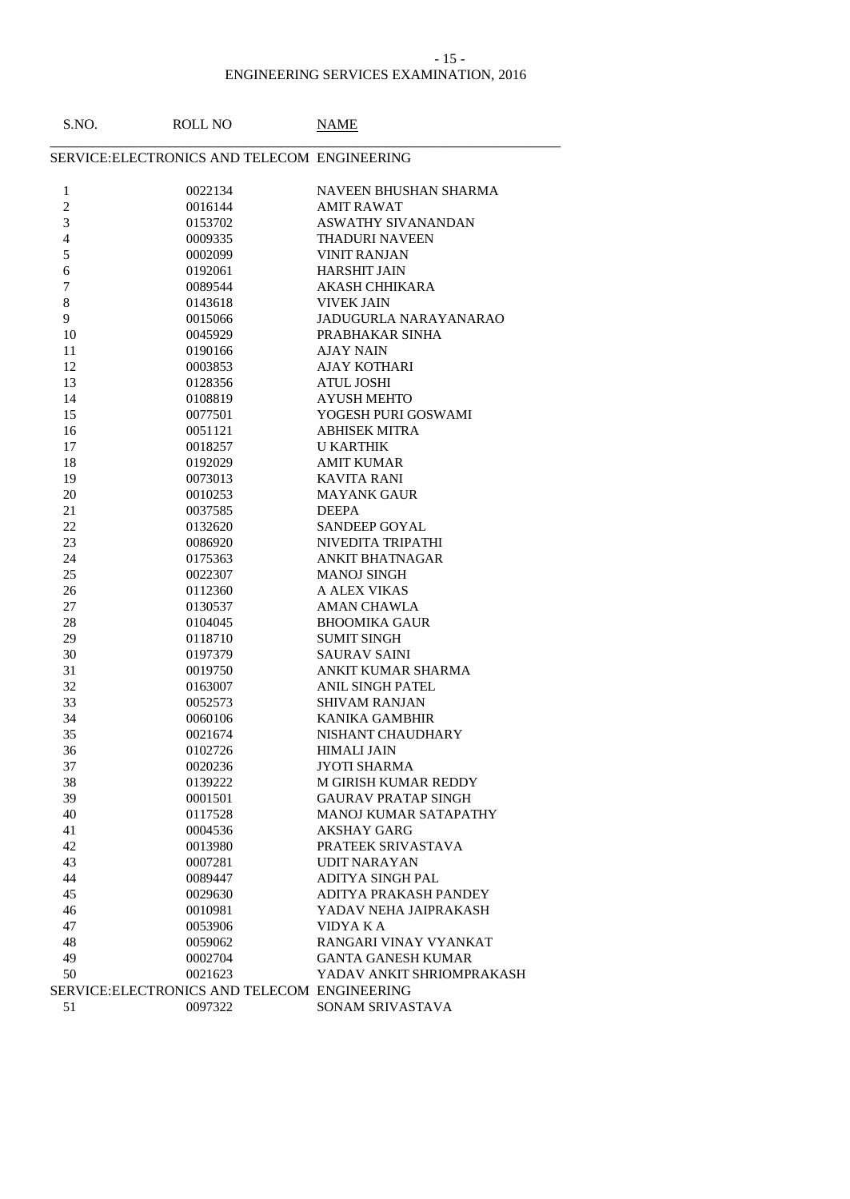ENGINEERING SERVICES EXAMINATION, 2016

| S.NO. | ROLL NO | NAME |
|---|---|---|
| **SERVICE:ELECTRONICS AND TELECOM ENGINEERING** | | |
| 1 | 0022134 | NAVEEN BHUSHAN SHARMA |
| 2 | 0016144 | AMIT RAWAT |
| 3 | 0153702 | ASWATHY SIVANANDAN |
| 4 | 0009335 | THADURI NAVEEN |
| 5 | 0002099 | VINIT RANJAN |
| 6 | 0192061 | HARSHIT JAIN |
| 7 | 0089544 | AKASH CHHIKARA |
| 8 | 0143618 | VIVEK JAIN |
| 9 | 0015066 | JADUGURLA NARAYANARAO |
| 10 | 0045929 | PRABHAKAR SINHA |
| 11 | 0190166 | AJAY NAIN |
| 12 | 0003853 | AJAY KOTHARI |
| 13 | 0128356 | ATUL JOSHI |
| 14 | 0108819 | AYUSH MEHTO |
| 15 | 0077501 | YOGESH PURI GOSWAMI |
| 16 | 0051121 | ABHISEK MITRA |
| 17 | 0018257 | U KARTHIK |
| 18 | 0192029 | AMIT KUMAR |
| 19 | 0073013 | KAVITA RANI |
| 20 | 0010253 | MAYANK GAUR |
| 21 | 0037585 | DEEPA |
| 22 | 0132620 | SANDEEP GOYAL |
| 23 | 0086920 | NIVEDITA TRIPATHI |
| 24 | 0175363 | ANKIT BHATNAGAR |
| 25 | 0022307 | MANOJ SINGH |
| 26 | 0112360 | A ALEX VIKAS |
| 27 | 0130537 | AMAN CHAWLA |
| 28 | 0104045 | BHOOMIKA GAUR |
| 29 | 0118710 | SUMIT SINGH |
| 30 | 0197379 | SAURAV SAINI |
| 31 | 0019750 | ANKIT KUMAR SHARMA |
| 32 | 0163007 | ANIL SINGH PATEL |
| 33 | 0052573 | SHIVAM RANJAN |
| 34 | 0060106 | KANIKA GAMBHIR |
| 35 | 0021674 | NISHANT CHAUDHARY |
| 36 | 0102726 | HIMALI JAIN |
| 37 | 0020236 | JYOTI SHARMA |
| 38 | 0139222 | M GIRISH KUMAR REDDY |
| 39 | 0001501 | GAURAV PRATAP SINGH |
| 40 | 0117528 | MANOJ KUMAR SATAPATHY |
| 41 | 0004536 | AKSHAY GARG |
| 42 | 0013980 | PRATEEK SRIVASTAVA |
| 43 | 0007281 | UDIT NARAYAN |
| 44 | 0089447 | ADITYA SINGH PAL |
| 45 | 0029630 | ADITYA PRAKASH PANDEY |
| 46 | 0010981 | YADAV NEHA JAIPRAKASH |
| 47 | 0053906 | VIDYA K A |
| 48 | 0059062 | RANGARI VINAY VYANKAT |
| 49 | 0002704 | GANTA GANESH KUMAR |
| 50 | 0021623 | YADAV ANKIT SHRIOMPRAKASH |
| **SERVICE:ELECTRONICS AND TELECOM ENGINEERING** | | |
| 51 | 0097322 | SONAM SRIVASTAVA |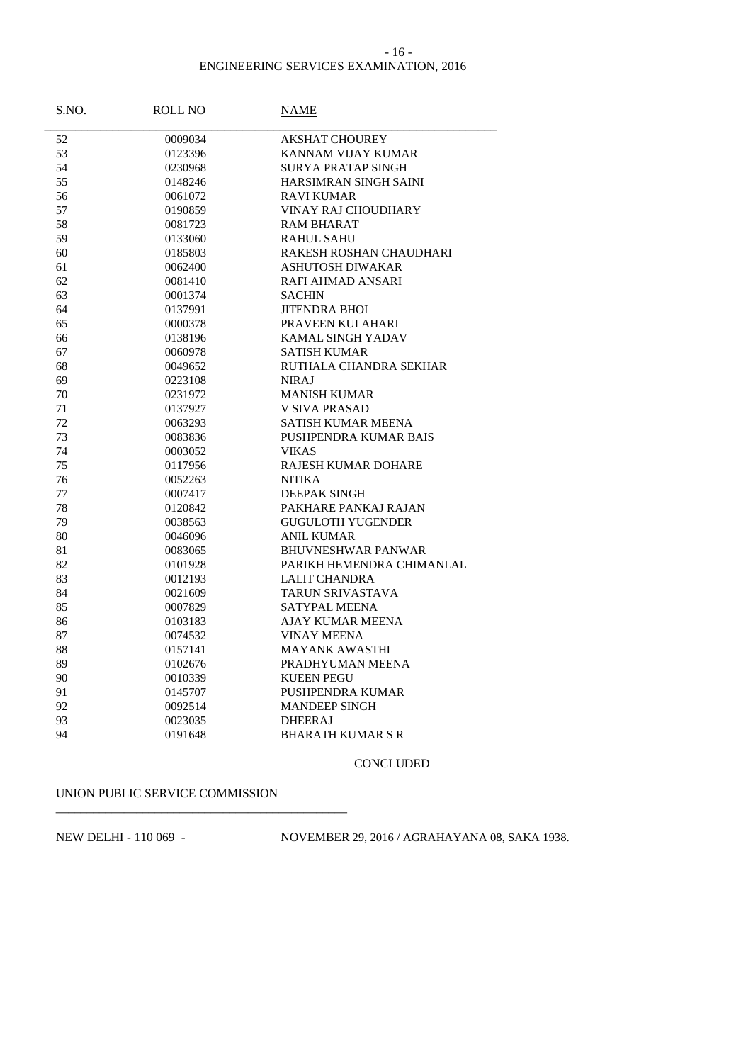ENGINEERING SERVICES EXAMINATION, 2016

| S.NO. | ROLL NO | NAME |
|---|---|---|
| 52 | 0009034 | AKSHAT CHOUREY |
| 53 | 0123396 | KANNAM VIJAY KUMAR |
| 54 | 0230968 | SURYA PRATAP SINGH |
| 55 | 0148246 | HARSIMRAN SINGH SAINI |
| 56 | 0061072 | RAVI KUMAR |
| 57 | 0190859 | VINAY RAJ CHOUDHARY |
| 58 | 0081723 | RAM BHARAT |
| 59 | 0133060 | RAHUL SAHU |
| 60 | 0185803 | RAKESH ROSHAN CHAUDHARI |
| 61 | 0062400 | ASHUTOSH DIWAKAR |
| 62 | 0081410 | RAFI AHMAD ANSARI |
| 63 | 0001374 | SACHIN |
| 64 | 0137991 | JITENDRA BHOI |
| 65 | 0000378 | PRAVEEN KULAHARI |
| 66 | 0138196 | KAMAL SINGH YADAV |
| 67 | 0060978 | SATISH KUMAR |
| 68 | 0049652 | RUTHALA CHANDRA SEKHAR |
| 69 | 0223108 | NIRAJ |
| 70 | 0231972 | MANISH KUMAR |
| 71 | 0137927 | V SIVA PRASAD |
| 72 | 0063293 | SATISH KUMAR MEENA |
| 73 | 0083836 | PUSHPENDRA KUMAR BAIS |
| 74 | 0003052 | VIKAS |
| 75 | 0117956 | RAJESH KUMAR DOHARE |
| 76 | 0052263 | NITIKA |
| 77 | 0007417 | DEEPAK SINGH |
| 78 | 0120842 | PAKHARE PANKAJ RAJAN |
| 79 | 0038563 | GUGULOTH YUGENDER |
| 80 | 0046096 | ANIL KUMAR |
| 81 | 0083065 | BHUVNESHWAR PANWAR |
| 82 | 0101928 | PARIKH HEMENDRA CHIMANLAL |
| 83 | 0012193 | LALIT CHANDRA |
| 84 | 0021609 | TARUN SRIVASTAVA |
| 85 | 0007829 | SATYPAL MEENA |
| 86 | 0103183 | AJAY KUMAR MEENA |
| 87 | 0074532 | VINAY MEENA |
| 88 | 0157141 | MAYANK AWASTHI |
| 89 | 0102676 | PRADHYUMAN MEENA |
| 90 | 0010339 | KUEEN PEGU |
| 91 | 0145707 | PUSHPENDRA KUMAR |
| 92 | 0092514 | MANDEEP SINGH |
| 93 | 0023035 | DHEERAJ |
| 94 | 0191648 | BHARATH KUMAR S R |

CONCLUDED

UNION PUBLIC SERVICE COMMISSION

NEW DELHI - 110 069 - NOVEMBER 29, 2016 / AGRAHAYANA 08, SAKA 1938.